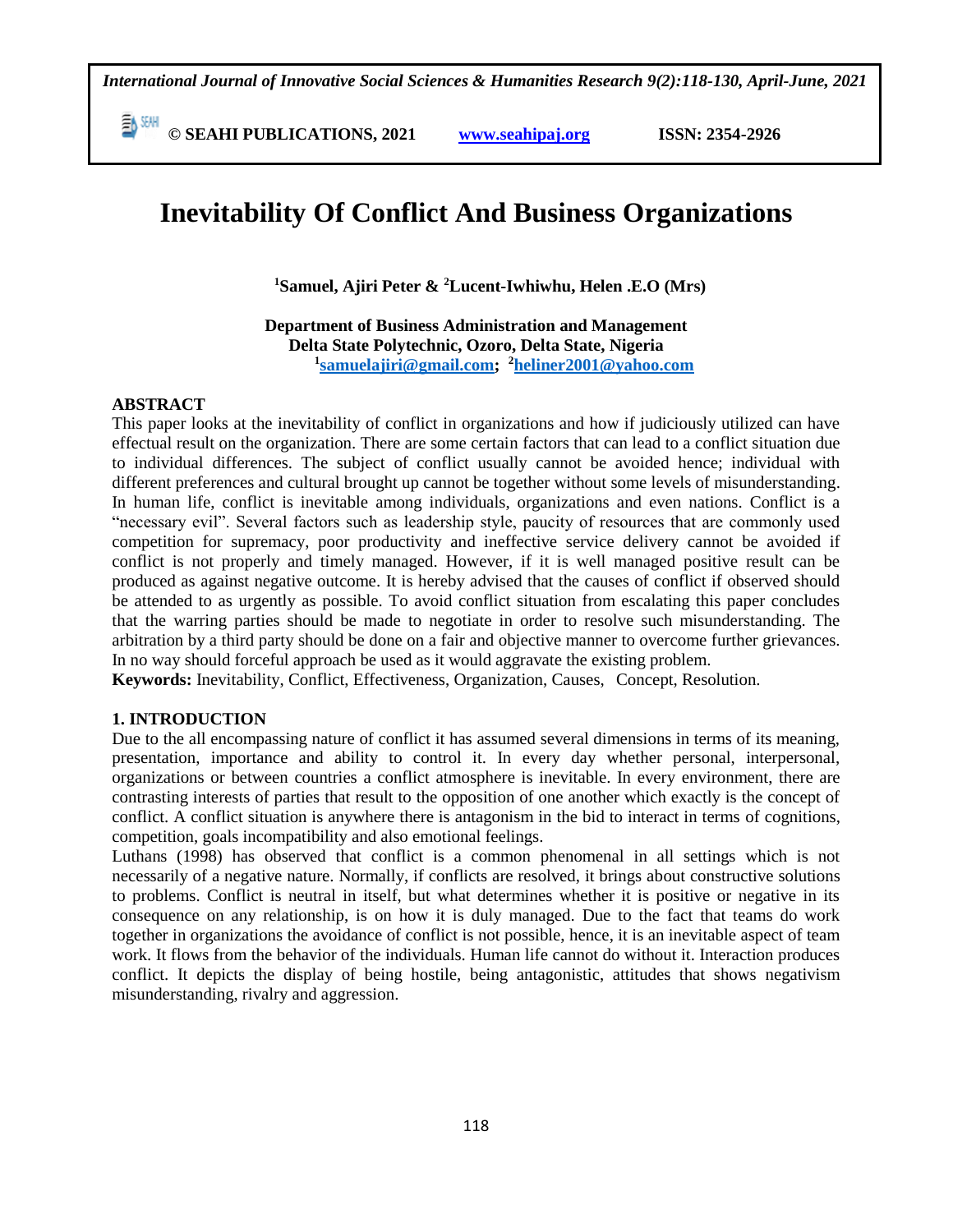# Inevitability Of Conflict And Business Organizations

**[1]Samuel, Ajiri Peter & [2]Lucent-Iwhiwhu, Helen .E.O (Mrs)**

**Department of Business Administration and Management**
**Delta State Polytechnic, Ozoro, Delta State, Nigeria**
**[1]samuelajiri@gmail.com; [2]heliner2001@yahoo.com**

## ABSTRACT

This paper looks at the inevitability of conflict in organizations and how if judiciously utilized can have effectual result on the organization. There are some certain factors that can lead to a conflict situation due to individual differences. The subject of conflict usually cannot be avoided hence; individual with different preferences and cultural brought up cannot be together without some levels of misunderstanding. In human life, conflict is inevitable among individuals, organizations and even nations. Conflict is a "necessary evil". Several factors such as leadership style, paucity of resources that are commonly used competition for supremacy, poor productivity and ineffective service delivery cannot be avoided if conflict is not properly and timely managed. However, if it is well managed positive result can be produced as against negative outcome. It is hereby advised that the causes of conflict if observed should be attended to as urgently as possible. To avoid conflict situation from escalating this paper concludes that the warring parties should be made to negotiate in order to resolve such misunderstanding. The arbitration by a third party should be done on a fair and objective manner to overcome further grievances. In no way should forceful approach be used as it would aggravate the existing problem.

**Keywords:** Inevitability, Conflict, Effectiveness, Organization, Causes, Concept, Resolution.

## 1. INTRODUCTION

Due to the all encompassing nature of conflict it has assumed several dimensions in terms of its meaning, presentation, importance and ability to control it. In every day whether personal, interpersonal, organizations or between countries a conflict atmosphere is inevitable. In every environment, there are contrasting interests of parties that result to the opposition of one another which exactly is the concept of conflict. A conflict situation is anywhere there is antagonism in the bid to interact in terms of cognitions, competition, goals incompatibility and also emotional feelings.

Luthans (1998) has observed that conflict is a common phenomenal in all settings which is not necessarily of a negative nature. Normally, if conflicts are resolved, it brings about constructive solutions to problems. Conflict is neutral in itself, but what determines whether it is positive or negative in its consequence on any relationship, is on how it is duly managed. Due to the fact that teams do work together in organizations the avoidance of conflict is not possible, hence, it is an inevitable aspect of team work. It flows from the behavior of the individuals. Human life cannot do without it. Interaction produces conflict. It depicts the display of being hostile, being antagonistic, attitudes that shows negativism misunderstanding, rivalry and aggression.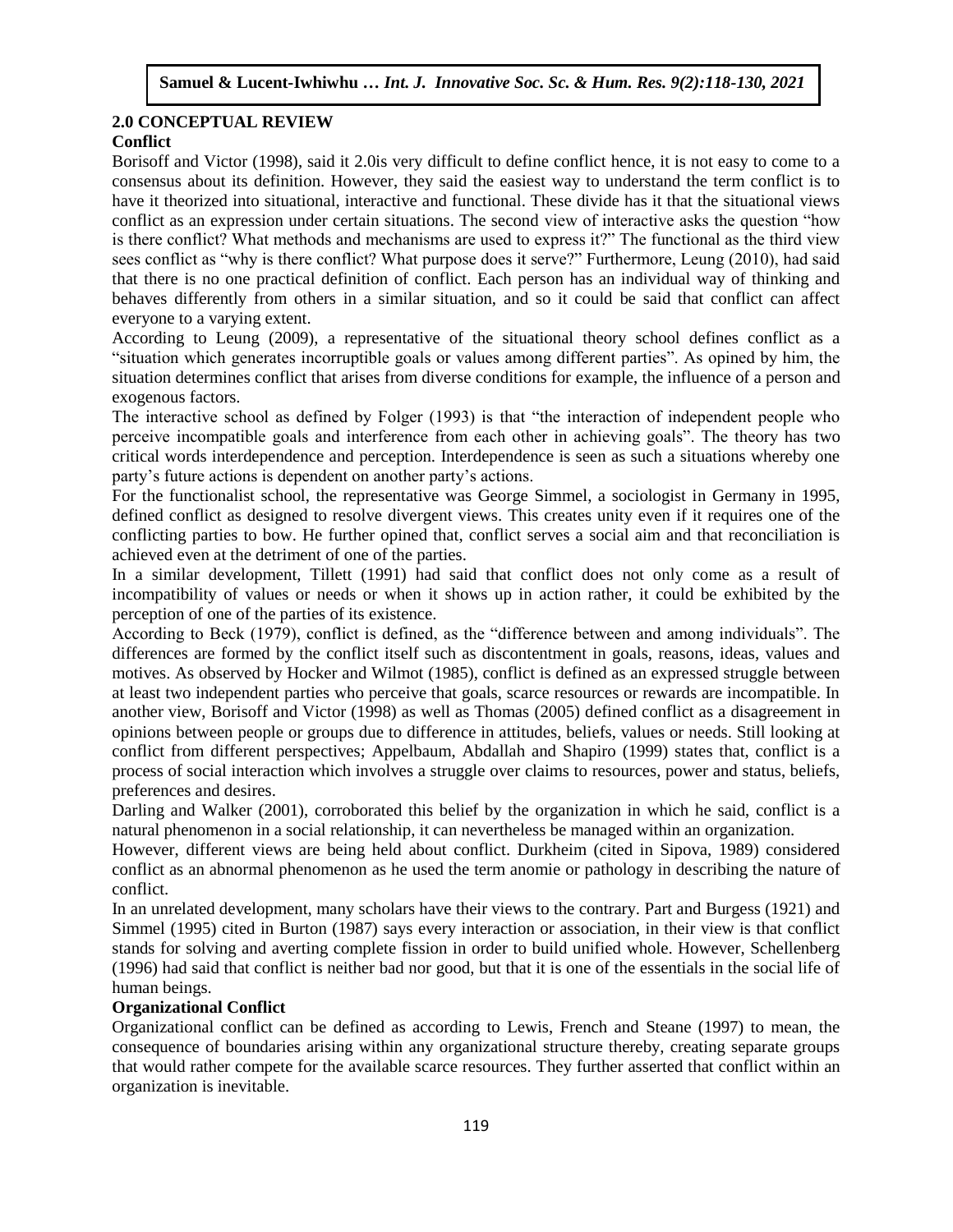## 2.0 CONCEPTUAL REVIEW

### Conflict

Borisoff and Victor (1998), said it 2.0is very difficult to define conflict hence, it is not easy to come to a consensus about its definition. However, they said the easiest way to understand the term conflict is to have it theorized into situational, interactive and functional. These divide has it that the situational views conflict as an expression under certain situations. The second view of interactive asks the question "how is there conflict? What methods and mechanisms are used to express it?" The functional as the third view sees conflict as "why is there conflict? What purpose does it serve?" Furthermore, Leung (2010), had said that there is no one practical definition of conflict. Each person has an individual way of thinking and behaves differently from others in a similar situation, and so it could be said that conflict can affect everyone to a varying extent.

According to Leung (2009), a representative of the situational theory school defines conflict as a "situation which generates incorruptible goals or values among different parties". As opined by him, the situation determines conflict that arises from diverse conditions for example, the influence of a person and exogenous factors.

The interactive school as defined by Folger (1993) is that "the interaction of independent people who perceive incompatible goals and interference from each other in achieving goals". The theory has two critical words interdependence and perception. Interdependence is seen as such a situations whereby one party's future actions is dependent on another party's actions.

For the functionalist school, the representative was George Simmel, a sociologist in Germany in 1995, defined conflict as designed to resolve divergent views. This creates unity even if it requires one of the conflicting parties to bow. He further opined that, conflict serves a social aim and that reconciliation is achieved even at the detriment of one of the parties.

In a similar development, Tillett (1991) had said that conflict does not only come as a result of incompatibility of values or needs or when it shows up in action rather, it could be exhibited by the perception of one of the parties of its existence.

According to Beck (1979), conflict is defined, as the "difference between and among individuals". The differences are formed by the conflict itself such as discontentment in goals, reasons, ideas, values and motives. As observed by Hocker and Wilmot (1985), conflict is defined as an expressed struggle between at least two independent parties who perceive that goals, scarce resources or rewards are incompatible. In another view, Borisoff and Victor (1998) as well as Thomas (2005) defined conflict as a disagreement in opinions between people or groups due to difference in attitudes, beliefs, values or needs. Still looking at conflict from different perspectives; Appelbaum, Abdallah and Shapiro (1999) states that, conflict is a process of social interaction which involves a struggle over claims to resources, power and status, beliefs, preferences and desires.

Darling and Walker (2001), corroborated this belief by the organization in which he said, conflict is a natural phenomenon in a social relationship, it can nevertheless be managed within an organization.

However, different views are being held about conflict. Durkheim (cited in Sipova, 1989) considered conflict as an abnormal phenomenon as he used the term anomie or pathology in describing the nature of conflict.

In an unrelated development, many scholars have their views to the contrary. Part and Burgess (1921) and Simmel (1995) cited in Burton (1987) says every interaction or association, in their view is that conflict stands for solving and averting complete fission in order to build unified whole. However, Schellenberg (1996) had said that conflict is neither bad nor good, but that it is one of the essentials in the social life of human beings.

### Organizational Conflict

Organizational conflict can be defined as according to Lewis, French and Steane (1997) to mean, the consequence of boundaries arising within any organizational structure thereby, creating separate groups that would rather compete for the available scarce resources. They further asserted that conflict within an organization is inevitable.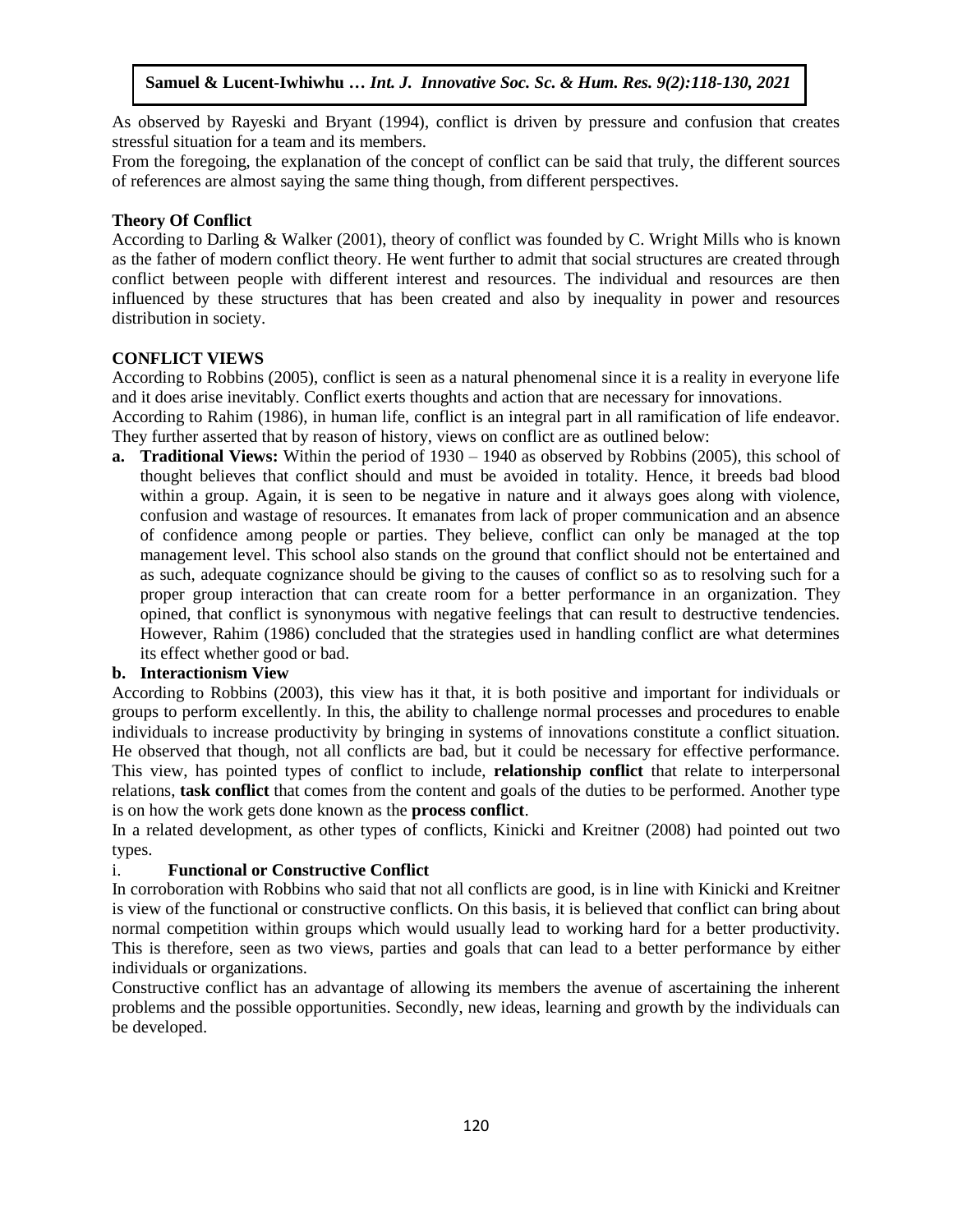As observed by Rayeski and Bryant (1994), conflict is driven by pressure and confusion that creates stressful situation for a team and its members.

From the foregoing, the explanation of the concept of conflict can be said that truly, the different sources of references are almost saying the same thing though, from different perspectives.

**Theory Of Conflict**

According to Darling & Walker (2001), theory of conflict was founded by C. Wright Mills who is known as the father of modern conflict theory. He went further to admit that social structures are created through conflict between people with different interest and resources. The individual and resources are then influenced by these structures that has been created and also by inequality in power and resources distribution in society.

**CONFLICT VIEWS**

According to Robbins (2005), conflict is seen as a natural phenomenal since it is a reality in everyone life and it does arise inevitably. Conflict exerts thoughts and action that are necessary for innovations.

According to Rahim (1986), in human life, conflict is an integral part in all ramification of life endeavor. They further asserted that by reason of history, views on conflict are as outlined below:

**a. Traditional Views:** Within the period of 1930 – 1940 as observed by Robbins (2005), this school of thought believes that conflict should and must be avoided in totality. Hence, it breeds bad blood within a group. Again, it is seen to be negative in nature and it always goes along with violence, confusion and wastage of resources. It emanates from lack of proper communication and an absence of confidence among people or parties. They believe, conflict can only be managed at the top management level. This school also stands on the ground that conflict should not be entertained and as such, adequate cognizance should be giving to the causes of conflict so as to resolving such for a proper group interaction that can create room for a better performance in an organization. They opined, that conflict is synonymous with negative feelings that can result to destructive tendencies. However, Rahim (1986) concluded that the strategies used in handling conflict are what determines its effect whether good or bad.

**b. Interactionism View**

According to Robbins (2003), this view has it that, it is both positive and important for individuals or groups to perform excellently. In this, the ability to challenge normal processes and procedures to enable individuals to increase productivity by bringing in systems of innovations constitute a conflict situation. He observed that though, not all conflicts are bad, but it could be necessary for effective performance. This view, has pointed types of conflict to include, **relationship conflict** that relate to interpersonal relations, **task conflict** that comes from the content and goals of the duties to be performed. Another type is on how the work gets done known as the **process conflict**.

In a related development, as other types of conflicts, Kinicki and Kreitner (2008) had pointed out two types.

i. **Functional or Constructive Conflict**

In corroboration with Robbins who said that not all conflicts are good, is in line with Kinicki and Kreitner is view of the functional or constructive conflicts. On this basis, it is believed that conflict can bring about normal competition within groups which would usually lead to working hard for a better productivity. This is therefore, seen as two views, parties and goals that can lead to a better performance by either individuals or organizations.

Constructive conflict has an advantage of allowing its members the avenue of ascertaining the inherent problems and the possible opportunities. Secondly, new ideas, learning and growth by the individuals can be developed.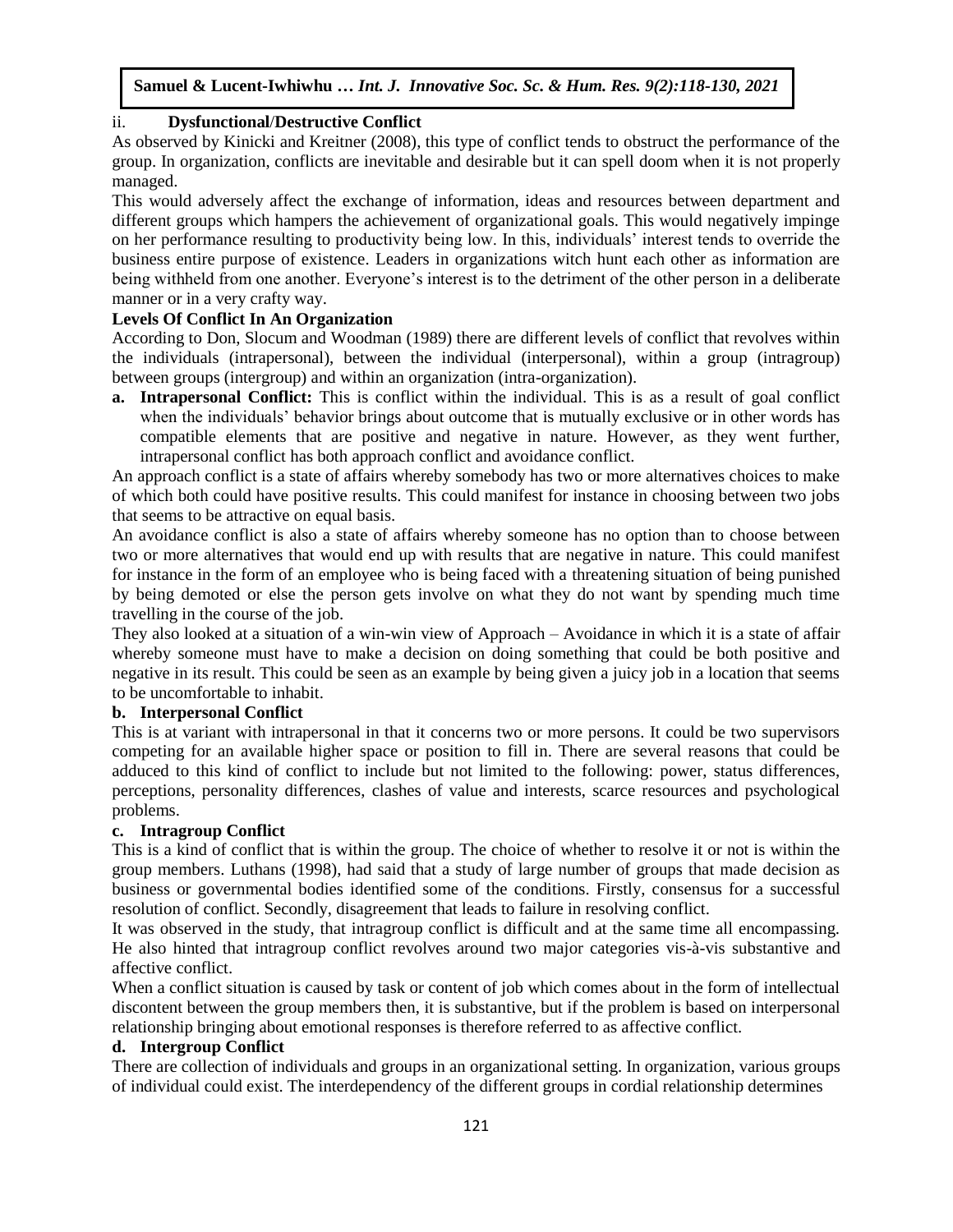### ii. Dysfunctional/Destructive Conflict

As observed by Kinicki and Kreitner (2008), this type of conflict tends to obstruct the performance of the group. In organization, conflicts are inevitable and desirable but it can spell doom when it is not properly managed.

This would adversely affect the exchange of information, ideas and resources between department and different groups which hampers the achievement of organizational goals. This would negatively impinge on her performance resulting to productivity being low. In this, individuals' interest tends to override the business entire purpose of existence. Leaders in organizations witch hunt each other as information are being withheld from one another. Everyone's interest is to the detriment of the other person in a deliberate manner or in a very crafty way.

### Levels Of Conflict In An Organization

According to Don, Slocum and Woodman (1989) there are different levels of conflict that revolves within the individuals (intrapersonal), between the individual (interpersonal), within a group (intragroup) between groups (intergroup) and within an organization (intra-organization).

a. **Intrapersonal Conflict:** This is conflict within the individual. This is as a result of goal conflict when the individuals' behavior brings about outcome that is mutually exclusive or in other words has compatible elements that are positive and negative in nature. However, as they went further, intrapersonal conflict has both approach conflict and avoidance conflict.

An approach conflict is a state of affairs whereby somebody has two or more alternatives choices to make of which both could have positive results. This could manifest for instance in choosing between two jobs that seems to be attractive on equal basis.

An avoidance conflict is also a state of affairs whereby someone has no option than to choose between two or more alternatives that would end up with results that are negative in nature. This could manifest for instance in the form of an employee who is being faced with a threatening situation of being punished by being demoted or else the person gets involve on what they do not want by spending much time travelling in the course of the job.

They also looked at a situation of a win-win view of Approach – Avoidance in which it is a state of affair whereby someone must have to make a decision on doing something that could be both positive and negative in its result. This could be seen as an example by being given a juicy job in a location that seems to be uncomfortable to inhabit.

**b. Interpersonal Conflict**

This is at variant with intrapersonal in that it concerns two or more persons. It could be two supervisors competing for an available higher space or position to fill in. There are several reasons that could be adduced to this kind of conflict to include but not limited to the following: power, status differences, perceptions, personality differences, clashes of value and interests, scarce resources and psychological problems.

**c. Intragroup Conflict**

This is a kind of conflict that is within the group. The choice of whether to resolve it or not is within the group members. Luthans (1998), had said that a study of large number of groups that made decision as business or governmental bodies identified some of the conditions. Firstly, consensus for a successful resolution of conflict. Secondly, disagreement that leads to failure in resolving conflict.

It was observed in the study, that intragroup conflict is difficult and at the same time all encompassing. He also hinted that intragroup conflict revolves around two major categories vis-à-vis substantive and affective conflict.

When a conflict situation is caused by task or content of job which comes about in the form of intellectual discontent between the group members then, it is substantive, but if the problem is based on interpersonal relationship bringing about emotional responses is therefore referred to as affective conflict.

**d. Intergroup Conflict**

There are collection of individuals and groups in an organizational setting. In organization, various groups of individual could exist. The interdependency of the different groups in cordial relationship determines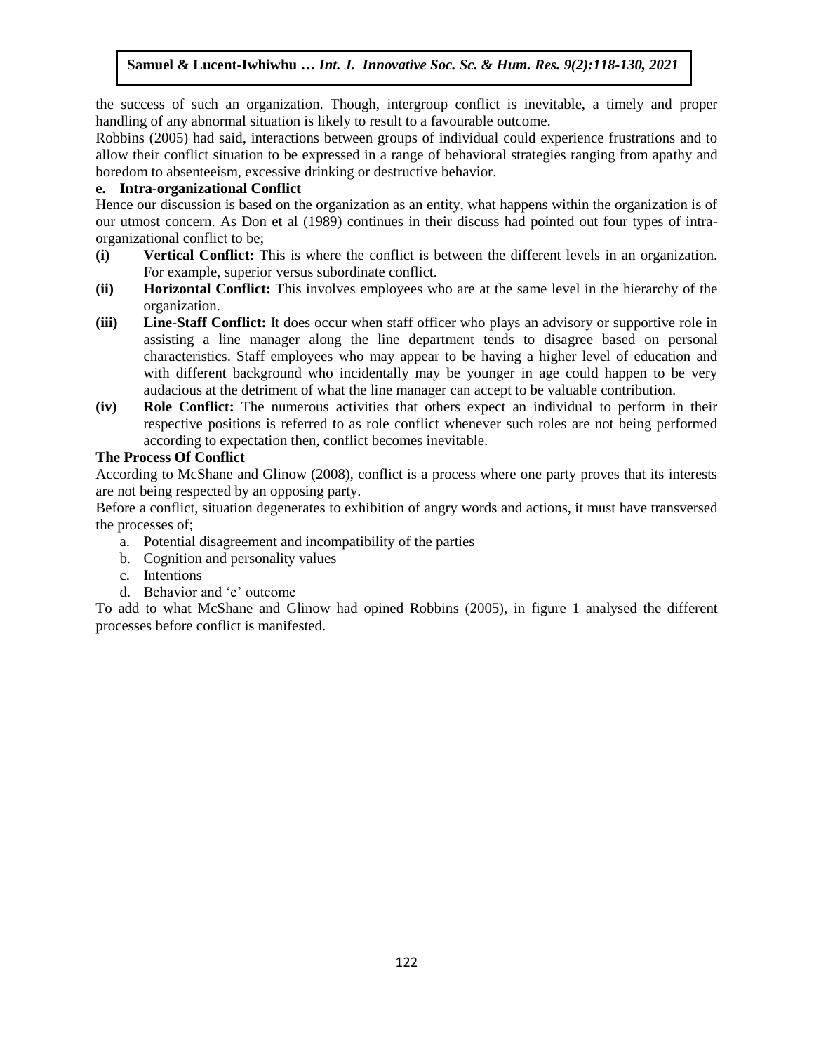the success of such an organization. Though, intergroup conflict is inevitable, a timely and proper handling of any abnormal situation is likely to result to a favourable outcome.

Robbins (2005) had said, interactions between groups of individual could experience frustrations and to allow their conflict situation to be expressed in a range of behavioral strategies ranging from apathy and boredom to absenteeism, excessive drinking or destructive behavior.

**e. Intra-organizational Conflict**

Hence our discussion is based on the organization as an entity, what happens within the organization is of our utmost concern. As Don et al (1989) continues in their discuss had pointed out four types of intra-organizational conflict to be;

**(i) Vertical Conflict:** This is where the conflict is between the different levels in an organization. For example, superior versus subordinate conflict.

**(ii) Horizontal Conflict:** This involves employees who are at the same level in the hierarchy of the organization.

**(iii) Line-Staff Conflict:** It does occur when staff officer who plays an advisory or supportive role in assisting a line manager along the line department tends to disagree based on personal characteristics. Staff employees who may appear to be having a higher level of education and with different background who incidentally may be younger in age could happen to be very audacious at the detriment of what the line manager can accept to be valuable contribution.

**(iv) Role Conflict:** The numerous activities that others expect an individual to perform in their respective positions is referred to as role conflict whenever such roles are not being performed according to expectation then, conflict becomes inevitable.

**The Process Of Conflict**

According to McShane and Glinow (2008), conflict is a process where one party proves that its interests are not being respected by an opposing party.

Before a conflict, situation degenerates to exhibition of angry words and actions, it must have transversed the processes of;

a. Potential disagreement and incompatibility of the parties
b. Cognition and personality values
c. Intentions
d. Behavior and 'e' outcome

To add to what McShane and Glinow had opined Robbins (2005), in figure 1 analysed the different processes before conflict is manifested.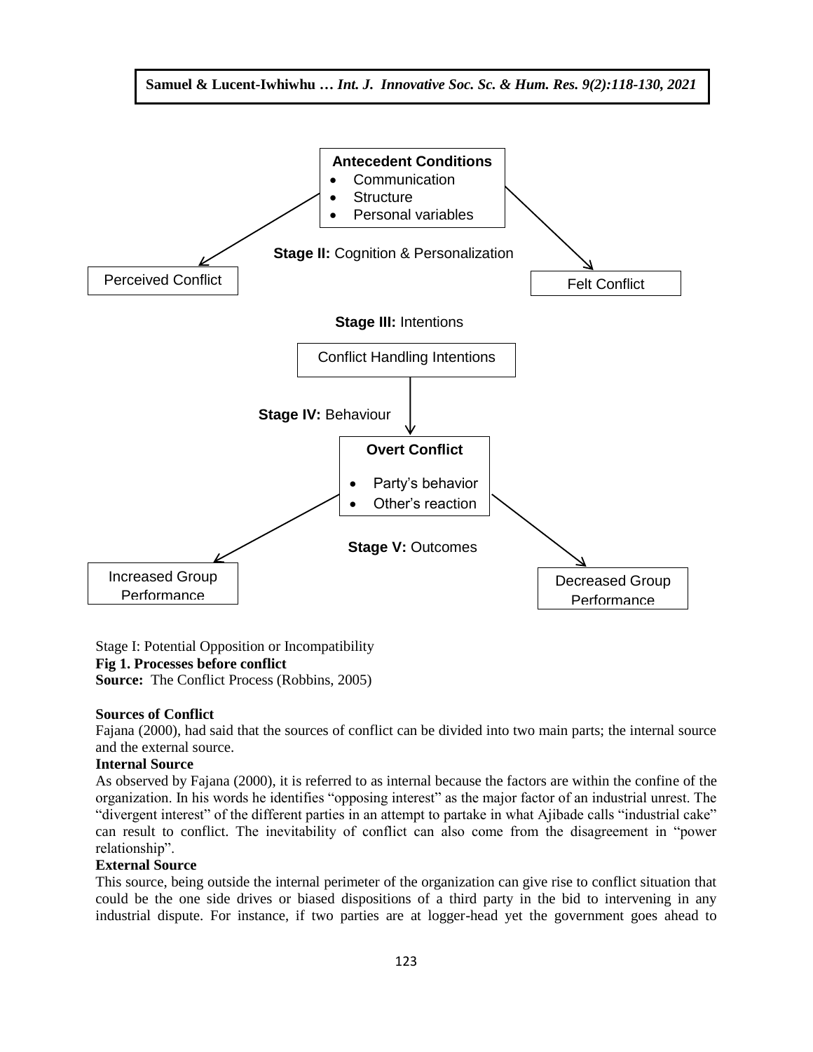**Antecedent Conditions**

- Communication
- Structure
- Personal variables

**Stage II:** Cognition & Personalization

Perceived Conflict

Felt Conflict

**Stage III:** Intentions

Conflict Handling Intentions

**Stage IV:** Behaviour

**Overt Conflict**

- Party's behavior
- Other's reaction

**Stage V:** Outcomes

Increased Group Performance

Decreased Group Performance

Stage I: Potential Opposition or Incompatibility

**Fig 1. Processes before conflict**

**Source:** The Conflict Process (Robbins, 2005)

### Sources of Conflict

Fajana (2000), had said that the sources of conflict can be divided into two main parts; the internal source and the external source.

#### Internal Source

As observed by Fajana (2000), it is referred to as internal because the factors are within the confine of the organization. In his words he identifies "opposing interest" as the major factor of an industrial unrest. The "divergent interest" of the different parties in an attempt to partake in what Ajibade calls "industrial cake" can result to conflict. The inevitability of conflict can also come from the disagreement in "power relationship".

#### External Source

This source, being outside the internal perimeter of the organization can give rise to conflict situation that could be the one side drives or biased dispositions of a third party in the bid to intervening in any industrial dispute. For instance, if two parties are at logger-head yet the government goes ahead to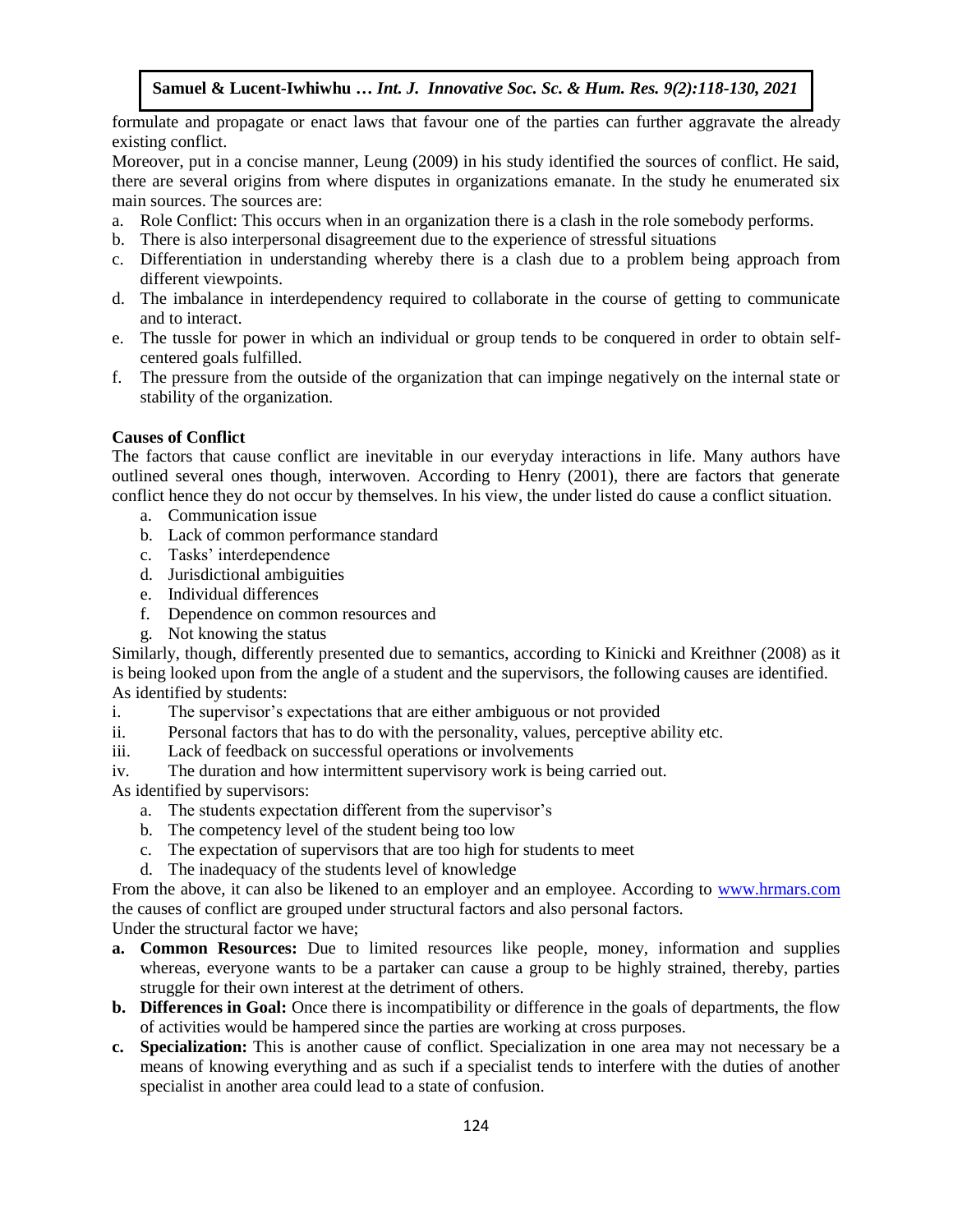formulate and propagate or enact laws that favour one of the parties can further aggravate the already existing conflict.

Moreover, put in a concise manner, Leung (2009) in his study identified the sources of conflict. He said, there are several origins from where disputes in organizations emanate. In the study he enumerated six main sources. The sources are:

a. Role Conflict: This occurs when in an organization there is a clash in the role somebody performs.
b. There is also interpersonal disagreement due to the experience of stressful situations
c. Differentiation in understanding whereby there is a clash due to a problem being approach from different viewpoints.
d. The imbalance in interdependency required to collaborate in the course of getting to communicate and to interact.
e. The tussle for power in which an individual or group tends to be conquered in order to obtain self-centered goals fulfilled.
f. The pressure from the outside of the organization that can impinge negatively on the internal state or stability of the organization.

**Causes of Conflict**

The factors that cause conflict are inevitable in our everyday interactions in life. Many authors have outlined several ones though, interwoven. According to Henry (2001), there are factors that generate conflict hence they do not occur by themselves. In his view, the under listed do cause a conflict situation.

a. Communication issue
b. Lack of common performance standard
c. Tasks' interdependence
d. Jurisdictional ambiguities
e. Individual differences
f. Dependence on common resources and
g. Not knowing the status

Similarly, though, differently presented due to semantics, according to Kinicki and Kreithner (2008) as it is being looked upon from the angle of a student and the supervisors, the following causes are identified.

As identified by students:

i. The supervisor's expectations that are either ambiguous or not provided
ii. Personal factors that has to do with the personality, values, perceptive ability etc.
iii. Lack of feedback on successful operations or involvements
iv. The duration and how intermittent supervisory work is being carried out.

As identified by supervisors:

a. The students expectation different from the supervisor's
b. The competency level of the student being too low
c. The expectation of supervisors that are too high for students to meet
d. The inadequacy of the students level of knowledge

From the above, it can also be likened to an employer and an employee. According to www.hrmars.com the causes of conflict are grouped under structural factors and also personal factors.

Under the structural factor we have;

**a. Common Resources:** Due to limited resources like people, money, information and supplies whereas, everyone wants to be a partaker can cause a group to be highly strained, thereby, parties struggle for their own interest at the detriment of others.

**b. Differences in Goal:** Once there is incompatibility or difference in the goals of departments, the flow of activities would be hampered since the parties are working at cross purposes.

**c. Specialization:** This is another cause of conflict. Specialization in one area may not necessary be a means of knowing everything and as such if a specialist tends to interfere with the duties of another specialist in another area could lead to a state of confusion.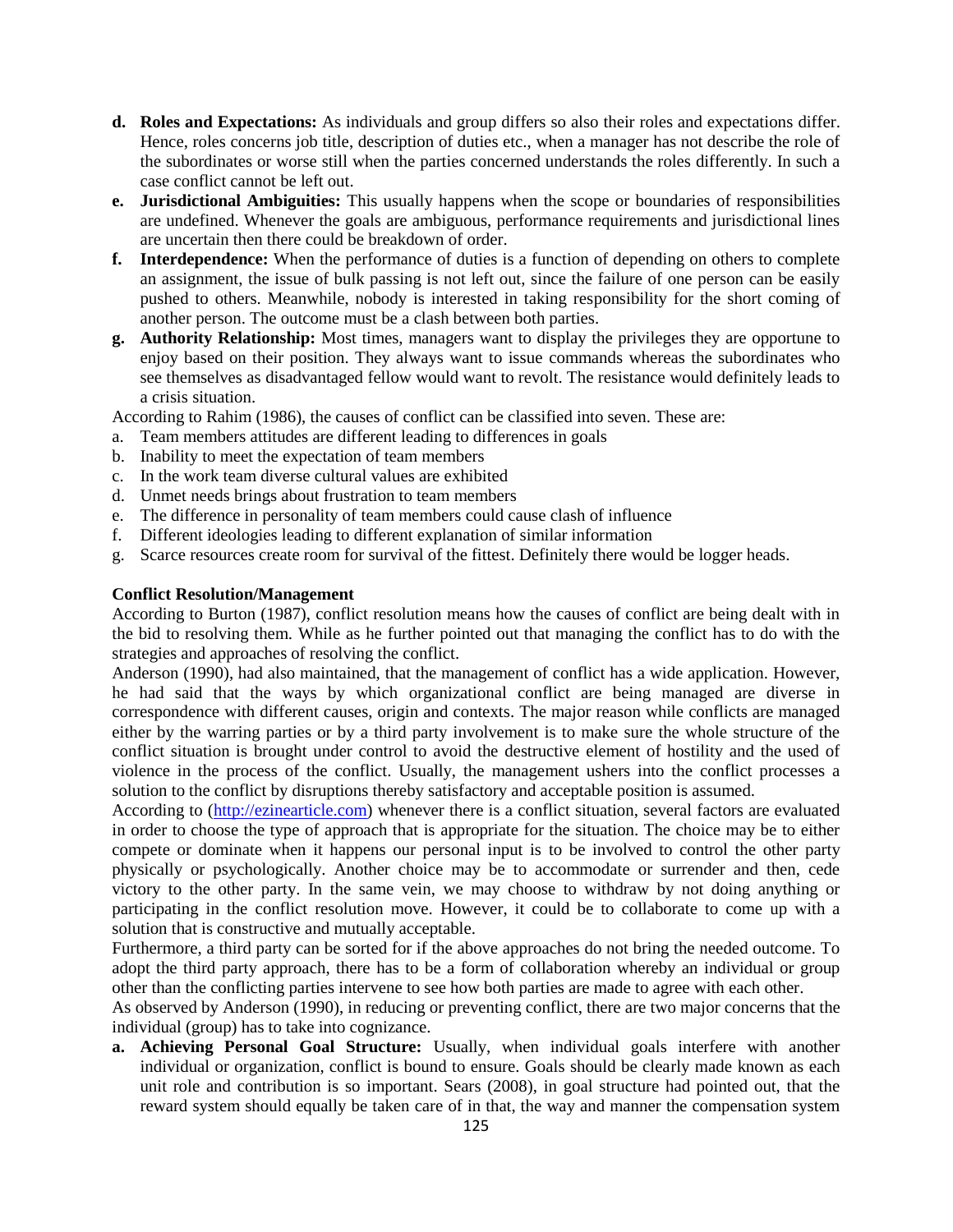- **d. Roles and Expectations:** As individuals and group differs so also their roles and expectations differ. Hence, roles concerns job title, description of duties etc., when a manager has not describe the role of the subordinates or worse still when the parties concerned understands the roles differently. In such a case conflict cannot be left out.
- **e. Jurisdictional Ambiguities:** This usually happens when the scope or boundaries of responsibilities are undefined. Whenever the goals are ambiguous, performance requirements and jurisdictional lines are uncertain then there could be breakdown of order.
- **f. Interdependence:** When the performance of duties is a function of depending on others to complete an assignment, the issue of bulk passing is not left out, since the failure of one person can be easily pushed to others. Meanwhile, nobody is interested in taking responsibility for the short coming of another person. The outcome must be a clash between both parties.
- **g. Authority Relationship:** Most times, managers want to display the privileges they are opportune to enjoy based on their position. They always want to issue commands whereas the subordinates who see themselves as disadvantaged fellow would want to revolt. The resistance would definitely leads to a crisis situation.

According to Rahim (1986), the causes of conflict can be classified into seven. These are:

a. Team members attitudes are different leading to differences in goals
b. Inability to meet the expectation of team members
c. In the work team diverse cultural values are exhibited
d. Unmet needs brings about frustration to team members
e. The difference in personality of team members could cause clash of influence
f. Different ideologies leading to different explanation of similar information
g. Scarce resources create room for survival of the fittest. Definitely there would be logger heads.

**Conflict Resolution/Management**

According to Burton (1987), conflict resolution means how the causes of conflict are being dealt with in the bid to resolving them. While as he further pointed out that managing the conflict has to do with the strategies and approaches of resolving the conflict.

Anderson (1990), had also maintained, that the management of conflict has a wide application. However, he had said that the ways by which organizational conflict are being managed are diverse in correspondence with different causes, origin and contexts. The major reason while conflicts are managed either by the warring parties or by a third party involvement is to make sure the whole structure of the conflict situation is brought under control to avoid the destructive element of hostility and the used of violence in the process of the conflict. Usually, the management ushers into the conflict processes a solution to the conflict by disruptions thereby satisfactory and acceptable position is assumed.

According to (http://ezinearticle.com) whenever there is a conflict situation, several factors are evaluated in order to choose the type of approach that is appropriate for the situation. The choice may be to either compete or dominate when it happens our personal input is to be involved to control the other party physically or psychologically. Another choice may be to accommodate or surrender and then, cede victory to the other party. In the same vein, we may choose to withdraw by not doing anything or participating in the conflict resolution move. However, it could be to collaborate to come up with a solution that is constructive and mutually acceptable.

Furthermore, a third party can be sorted for if the above approaches do not bring the needed outcome. To adopt the third party approach, there has to be a form of collaboration whereby an individual or group other than the conflicting parties intervene to see how both parties are made to agree with each other.

As observed by Anderson (1990), in reducing or preventing conflict, there are two major concerns that the individual (group) has to take into cognizance.

- **a. Achieving Personal Goal Structure:** Usually, when individual goals interfere with another individual or organization, conflict is bound to ensure. Goals should be clearly made known as each unit role and contribution is so important. Sears (2008), in goal structure had pointed out, that the reward system should equally be taken care of in that, the way and manner the compensation system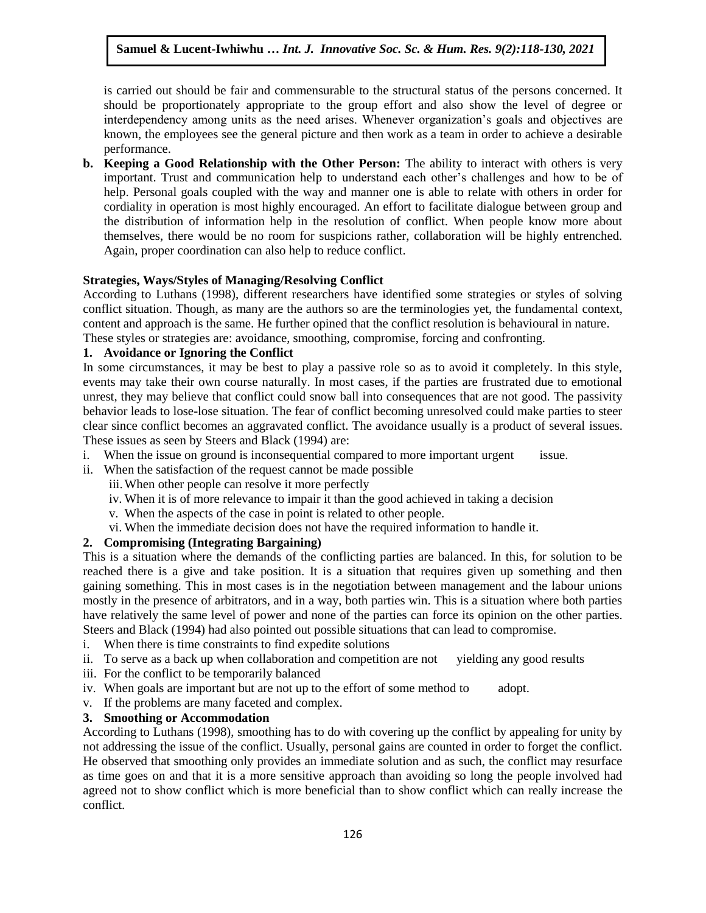is carried out should be fair and commensurable to the structural status of the persons concerned. It should be proportionately appropriate to the group effort and also show the level of degree or interdependency among units as the need arises. Whenever organization's goals and objectives are known, the employees see the general picture and then work as a team in order to achieve a desirable performance.

**b. Keeping a Good Relationship with the Other Person:** The ability to interact with others is very important. Trust and communication help to understand each other's challenges and how to be of help. Personal goals coupled with the way and manner one is able to relate with others in order for cordiality in operation is most highly encouraged. An effort to facilitate dialogue between group and the distribution of information help in the resolution of conflict. When people know more about themselves, there would be no room for suspicions rather, collaboration will be highly entrenched. Again, proper coordination can also help to reduce conflict.

**Strategies, Ways/Styles of Managing/Resolving Conflict**

According to Luthans (1998), different researchers have identified some strategies or styles of solving conflict situation. Though, as many are the authors so are the terminologies yet, the fundamental context, content and approach is the same. He further opined that the conflict resolution is behavioural in nature. These styles or strategies are: avoidance, smoothing, compromise, forcing and confronting.

**1. Avoidance or Ignoring the Conflict**

In some circumstances, it may be best to play a passive role so as to avoid it completely. In this style, events may take their own course naturally. In most cases, if the parties are frustrated due to emotional unrest, they may believe that conflict could snow ball into consequences that are not good. The passivity behavior leads to lose-lose situation. The fear of conflict becoming unresolved could make parties to steer clear since conflict becomes an aggravated conflict. The avoidance usually is a product of several issues. These issues as seen by Steers and Black (1994) are:

i. When the issue on ground is inconsequential compared to more important urgent issue.
ii. When the satisfaction of the request cannot be made possible
iii. When other people can resolve it more perfectly
iv. When it is of more relevance to impair it than the good achieved in taking a decision
v. When the aspects of the case in point is related to other people.
vi. When the immediate decision does not have the required information to handle it.

**2. Compromising (Integrating Bargaining)**

This is a situation where the demands of the conflicting parties are balanced. In this, for solution to be reached there is a give and take position. It is a situation that requires given up something and then gaining something. This in most cases is in the negotiation between management and the labour unions mostly in the presence of arbitrators, and in a way, both parties win. This is a situation where both parties have relatively the same level of power and none of the parties can force its opinion on the other parties. Steers and Black (1994) had also pointed out possible situations that can lead to compromise.

i. When there is time constraints to find expedite solutions
ii. To serve as a back up when collaboration and competition are not yielding any good results
iii. For the conflict to be temporarily balanced
iv. When goals are important but are not up to the effort of some method to adopt.
v. If the problems are many faceted and complex.

**3. Smoothing or Accommodation**

According to Luthans (1998), smoothing has to do with covering up the conflict by appealing for unity by not addressing the issue of the conflict. Usually, personal gains are counted in order to forget the conflict. He observed that smoothing only provides an immediate solution and as such, the conflict may resurface as time goes on and that it is a more sensitive approach than avoiding so long the people involved had agreed not to show conflict which is more beneficial than to show conflict which can really increase the conflict.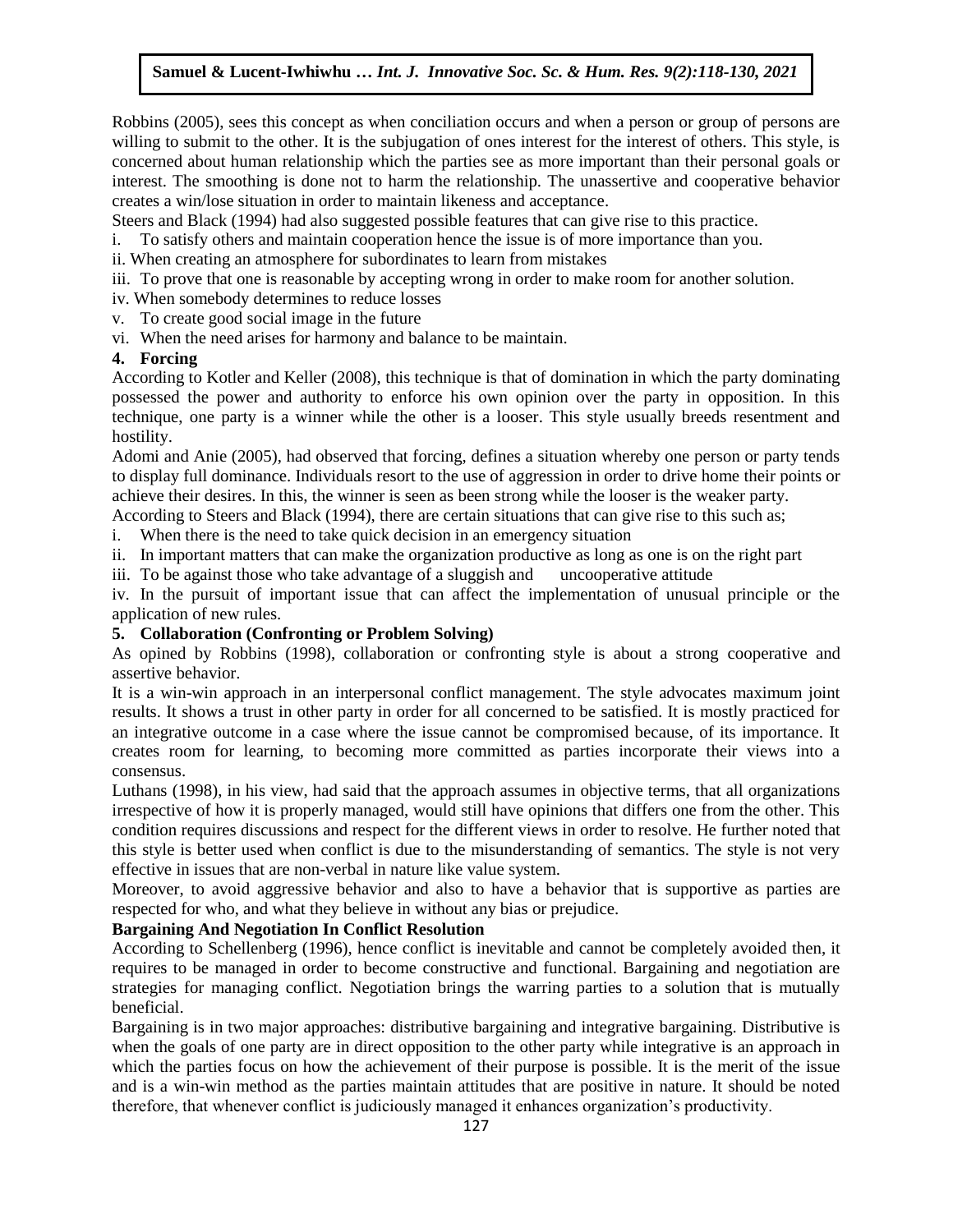Robbins (2005), sees this concept as when conciliation occurs and when a person or group of persons are willing to submit to the other. It is the subjugation of ones interest for the interest of others. This style, is concerned about human relationship which the parties see as more important than their personal goals or interest. The smoothing is done not to harm the relationship. The unassertive and cooperative behavior creates a win/lose situation in order to maintain likeness and acceptance.

Steers and Black (1994) had also suggested possible features that can give rise to this practice.

i. To satisfy others and maintain cooperation hence the issue is of more importance than you.
ii. When creating an atmosphere for subordinates to learn from mistakes
iii. To prove that one is reasonable by accepting wrong in order to make room for another solution.
iv. When somebody determines to reduce losses
v. To create good social image in the future
vi. When the need arises for harmony and balance to be maintain.

**4. Forcing**

According to Kotler and Keller (2008), this technique is that of domination in which the party dominating possessed the power and authority to enforce his own opinion over the party in opposition. In this technique, one party is a winner while the other is a looser. This style usually breeds resentment and hostility.

Adomi and Anie (2005), had observed that forcing, defines a situation whereby one person or party tends to display full dominance. Individuals resort to the use of aggression in order to drive home their points or achieve their desires. In this, the winner is seen as been strong while the looser is the weaker party.

According to Steers and Black (1994), there are certain situations that can give rise to this such as;

i. When there is the need to take quick decision in an emergency situation
ii. In important matters that can make the organization productive as long as one is on the right part
iii. To be against those who take advantage of a sluggish and uncooperative attitude
iv. In the pursuit of important issue that can affect the implementation of unusual principle or the application of new rules.

**5. Collaboration (Confronting or Problem Solving)**

As opined by Robbins (1998), collaboration or confronting style is about a strong cooperative and assertive behavior.

It is a win-win approach in an interpersonal conflict management. The style advocates maximum joint results. It shows a trust in other party in order for all concerned to be satisfied. It is mostly practiced for an integrative outcome in a case where the issue cannot be compromised because, of its importance. It creates room for learning, to becoming more committed as parties incorporate their views into a consensus.

Luthans (1998), in his view, had said that the approach assumes in objective terms, that all organizations irrespective of how it is properly managed, would still have opinions that differs one from the other. This condition requires discussions and respect for the different views in order to resolve. He further noted that this style is better used when conflict is due to the misunderstanding of semantics. The style is not very effective in issues that are non-verbal in nature like value system.

Moreover, to avoid aggressive behavior and also to have a behavior that is supportive as parties are respected for who, and what they believe in without any bias or prejudice.

**Bargaining And Negotiation In Conflict Resolution**

According to Schellenberg (1996), hence conflict is inevitable and cannot be completely avoided then, it requires to be managed in order to become constructive and functional. Bargaining and negotiation are strategies for managing conflict. Negotiation brings the warring parties to a solution that is mutually beneficial.

Bargaining is in two major approaches: distributive bargaining and integrative bargaining. Distributive is when the goals of one party are in direct opposition to the other party while integrative is an approach in which the parties focus on how the achievement of their purpose is possible. It is the merit of the issue and is a win-win method as the parties maintain attitudes that are positive in nature. It should be noted therefore, that whenever conflict is judiciously managed it enhances organization's productivity.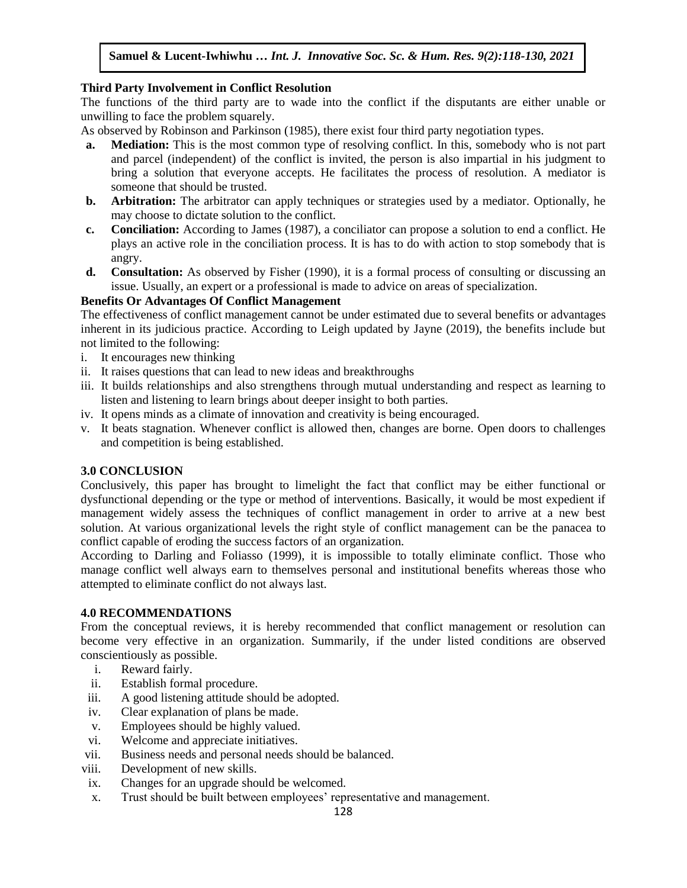### Third Party Involvement in Conflict Resolution

The functions of the third party are to wade into the conflict if the disputants are either unable or unwilling to face the problem squarely.

As observed by Robinson and Parkinson (1985), there exist four third party negotiation types.

- **a. Mediation:** This is the most common type of resolving conflict. In this, somebody who is not part and parcel (independent) of the conflict is invited, the person is also impartial in his judgment to bring a solution that everyone accepts. He facilitates the process of resolution. A mediator is someone that should be trusted.
- **b. Arbitration:** The arbitrator can apply techniques or strategies used by a mediator. Optionally, he may choose to dictate solution to the conflict.
- **c. Conciliation:** According to James (1987), a conciliator can propose a solution to end a conflict. He plays an active role in the conciliation process. It is has to do with action to stop somebody that is angry.
- **d. Consultation:** As observed by Fisher (1990), it is a formal process of consulting or discussing an issue. Usually, an expert or a professional is made to advice on areas of specialization.

### Benefits Or Advantages Of Conflict Management

The effectiveness of conflict management cannot be under estimated due to several benefits or advantages inherent in its judicious practice. According to Leigh updated by Jayne (2019), the benefits include but not limited to the following:

- i. It encourages new thinking
- ii. It raises questions that can lead to new ideas and breakthroughs
- iii. It builds relationships and also strengthens through mutual understanding and respect as learning to listen and listening to learn brings about deeper insight to both parties.
- iv. It opens minds as a climate of innovation and creativity is being encouraged.
- v. It beats stagnation. Whenever conflict is allowed then, changes are borne. Open doors to challenges and competition is being established.

## 3.0 CONCLUSION

Conclusively, this paper has brought to limelight the fact that conflict may be either functional or dysfunctional depending or the type or method of interventions. Basically, it would be most expedient if management widely assess the techniques of conflict management in order to arrive at a new best solution. At various organizational levels the right style of conflict management can be the panacea to conflict capable of eroding the success factors of an organization.

According to Darling and Foliasso (1999), it is impossible to totally eliminate conflict. Those who manage conflict well always earn to themselves personal and institutional benefits whereas those who attempted to eliminate conflict do not always last.

## 4.0 RECOMMENDATIONS

From the conceptual reviews, it is hereby recommended that conflict management or resolution can become very effective in an organization. Summarily, if the under listed conditions are observed conscientiously as possible.

- i. Reward fairly.
- ii. Establish formal procedure.
- iii. A good listening attitude should be adopted.
- iv. Clear explanation of plans be made.
- v. Employees should be highly valued.
- vi. Welcome and appreciate initiatives.
- vii. Business needs and personal needs should be balanced.
- viii. Development of new skills.
- ix. Changes for an upgrade should be welcomed.
- x. Trust should be built between employees' representative and management.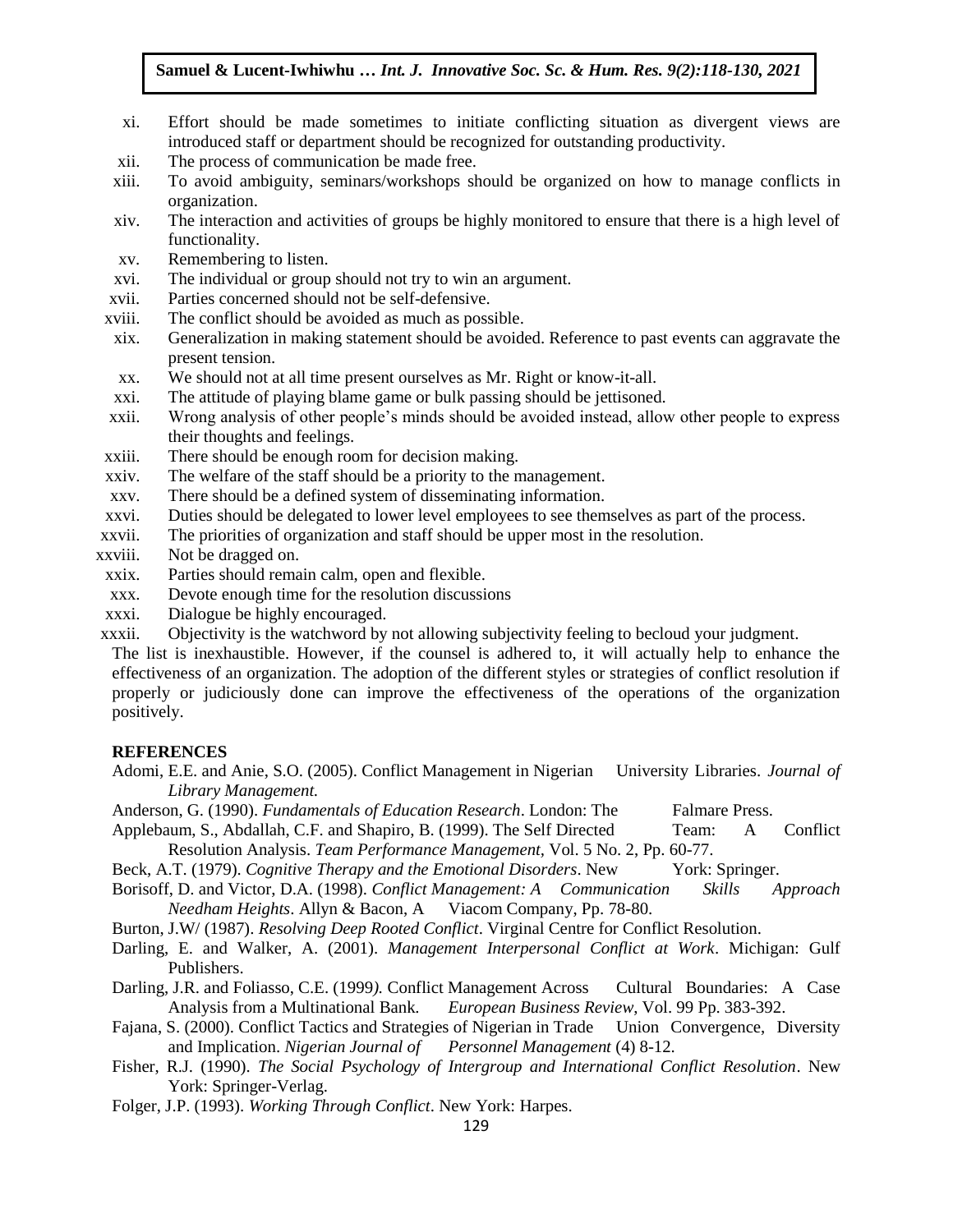xi. Effort should be made sometimes to initiate conflicting situation as divergent views are introduced staff or department should be recognized for outstanding productivity.

xii. The process of communication be made free.

xiii. To avoid ambiguity, seminars/workshops should be organized on how to manage conflicts in organization.

xiv. The interaction and activities of groups be highly monitored to ensure that there is a high level of functionality.

xv. Remembering to listen.

xvi. The individual or group should not try to win an argument.

xvii. Parties concerned should not be self-defensive.

xviii. The conflict should be avoided as much as possible.

xix. Generalization in making statement should be avoided. Reference to past events can aggravate the present tension.

xx. We should not at all time present ourselves as Mr. Right or know-it-all.

xxi. The attitude of playing blame game or bulk passing should be jettisoned.

xxii. Wrong analysis of other people's minds should be avoided instead, allow other people to express their thoughts and feelings.

xxiii. There should be enough room for decision making.

xxiv. The welfare of the staff should be a priority to the management.

xxv. There should be a defined system of disseminating information.

xxvi. Duties should be delegated to lower level employees to see themselves as part of the process.

xxvii. The priorities of organization and staff should be upper most in the resolution.

xxviii. Not be dragged on.

xxix. Parties should remain calm, open and flexible.

xxx. Devote enough time for the resolution discussions

xxxi. Dialogue be highly encouraged.

xxxii. Objectivity is the watchword by not allowing subjectivity feeling to becloud your judgment.

The list is inexhaustible. However, if the counsel is adhered to, it will actually help to enhance the effectiveness of an organization. The adoption of the different styles or strategies of conflict resolution if properly or judiciously done can improve the effectiveness of the operations of the organization positively.

**REFERENCES**

Adomi, E.E. and Anie, S.O. (2005). Conflict Management in Nigerian University Libraries. *Journal of Library Management.*

Anderson, G. (1990). *Fundamentals of Education Research*. London: The Falmare Press.

Applebaum, S., Abdallah, C.F. and Shapiro, B. (1999). The Self Directed Team: A Conflict Resolution Analysis. *Team Performance Management*, Vol. 5 No. 2, Pp. 60-77.

Beck, A.T. (1979). *Cognitive Therapy and the Emotional Disorders*. New York: Springer.

Borisoff, D. and Victor, D.A. (1998). *Conflict Management: A Communication Skills Approach Needham Heights*. Allyn & Bacon, A Viacom Company, Pp. 78-80.

Burton, J.W/ (1987). *Resolving Deep Rooted Conflict*. Virginal Centre for Conflict Resolution.

Darling, E. and Walker, A. (2001). *Management Interpersonal Conflict at Work*. Michigan: Gulf Publishers.

Darling, J.R. and Foliasso, C.E. (1999). Conflict Management Across Cultural Boundaries: A Case Analysis from a Multinational Bank. *European Business Review*, Vol. 99 Pp. 383-392.

Fajana, S. (2000). Conflict Tactics and Strategies of Nigerian in Trade Union Convergence, Diversity and Implication. *Nigerian Journal of Personnel Management* (4) 8-12.

Fisher, R.J. (1990). *The Social Psychology of Intergroup and International Conflict Resolution*. New York: Springer-Verlag.

Folger, J.P. (1993). *Working Through Conflict*. New York: Harpes.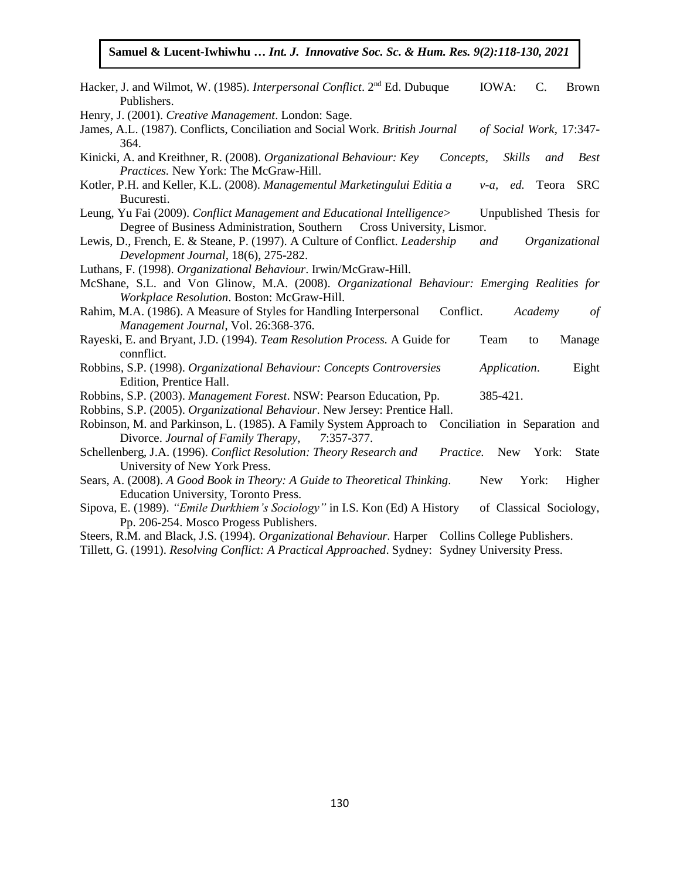Hacker, J. and Wilmot, W. (1985). *Interpersonal Conflict*. 2nd Ed. Dubuque IOWA: C. Brown Publishers.

Henry, J. (2001). *Creative Management*. London: Sage.

James, A.L. (1987). Conflicts, Conciliation and Social Work. *British Journal of Social Work*, 17:347-364.

Kinicki, A. and Kreithner, R. (2008). *Organizational Behaviour: Key Concepts, Skills and Best Practices.* New York: The McGraw-Hill.

Kotler, P.H. and Keller, K.L. (2008). *Managementul Marketingului Editia a v-a, ed.* Teora SRC Bucuresti.

Leung, Yu Fai (2009). *Conflict Management and Educational Intelligence>* Unpublished Thesis for Degree of Business Administration, Southern Cross University, Lismor.

Lewis, D., French, E. & Steane, P. (1997). A Culture of Conflict. *Leadership and Organizational Development Journal*, 18(6), 275-282.

Luthans, F. (1998). *Organizational Behaviour*. Irwin/McGraw-Hill.

McShane, S.L. and Von Glinow, M.A. (2008). *Organizational Behaviour: Emerging Realities for Workplace Resolution*. Boston: McGraw-Hill.

Rahim, M.A. (1986). A Measure of Styles for Handling Interpersonal Conflict. *Academy of Management Journal*, Vol. 26:368-376.

Rayeski, E. and Bryant, J.D. (1994). *Team Resolution Process.* A Guide for Team to Manage connflict.

Robbins, S.P. (1998). *Organizational Behaviour: Concepts Controversies Application*. Eight Edition, Prentice Hall.

Robbins, S.P. (2003). *Management Forest*. NSW: Pearson Education, Pp. 385-421.

Robbins, S.P. (2005). *Organizational Behaviour*. New Jersey: Prentice Hall.

Robinson, M. and Parkinson, L. (1985). A Family System Approach to Conciliation in Separation and Divorce. *Journal of Family Therapy, 7*:357-377.

Schellenberg, J.A. (1996). *Conflict Resolution: Theory Research and Practice.* New York: State University of New York Press.

Sears, A. (2008). *A Good Book in Theory: A Guide to Theoretical Thinking*. New York: Higher Education University, Toronto Press.

Sipova, E. (1989). *"Emile Durkhiem's Sociology"* in I.S. Kon (Ed) A History of Classical Sociology, Pp. 206-254. Mosco Progess Publishers.

Steers, R.M. and Black, J.S. (1994). *Organizational Behaviour.* Harper Collins College Publishers.

Tillett, G. (1991). *Resolving Conflict: A Practical Approached*. Sydney: Sydney University Press.